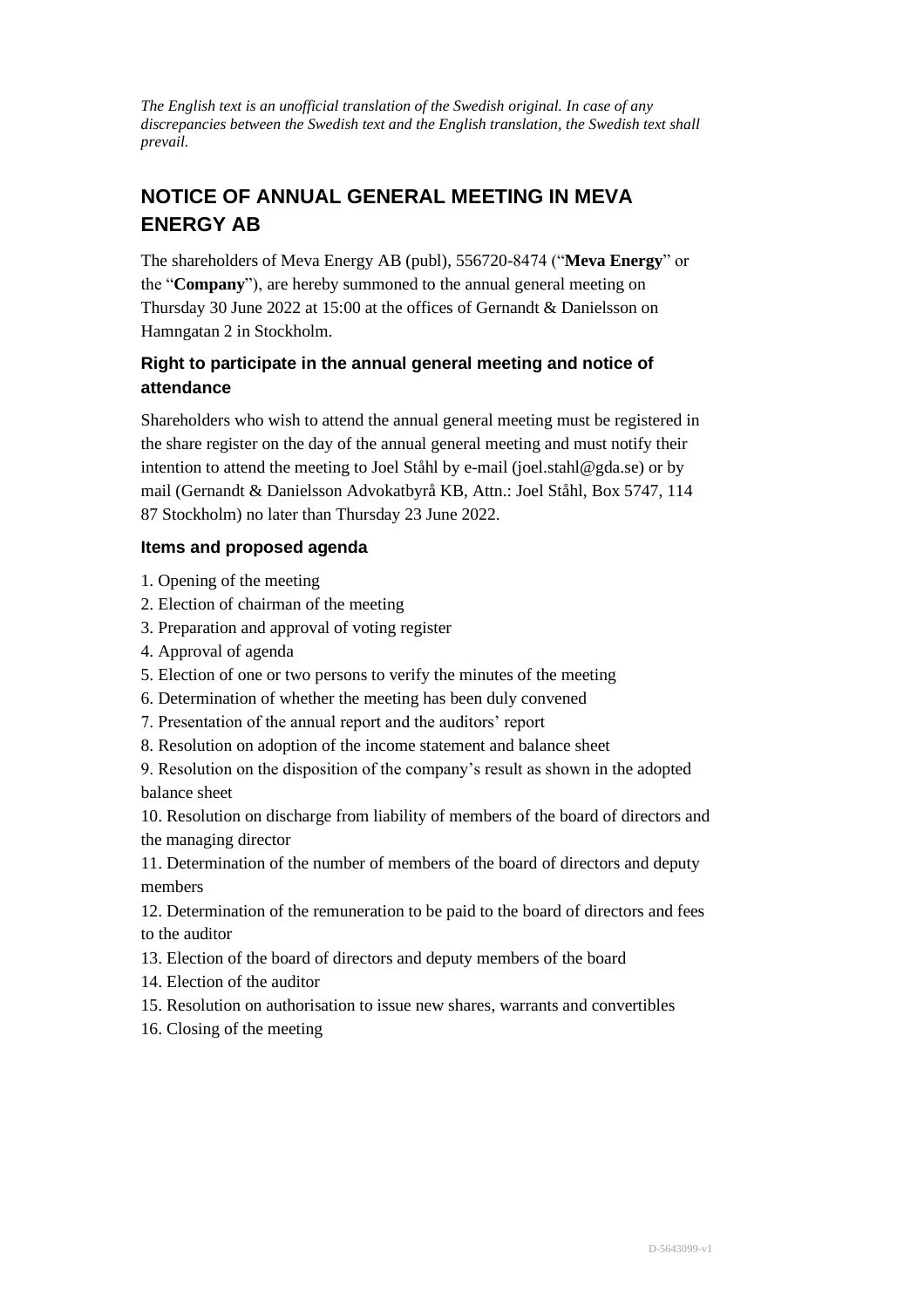*The English text is an unofficial translation of the Swedish original. In case of any discrepancies between the Swedish text and the English translation, the Swedish text shall prevail.*

# NOTICE OF ANNUAL GENERAL MEETING IN MEVA ENERGY AB

The shareholders of Meva Energy AB (publ), 556720-8474 ("**Meva Energy**" or the "**Company**"), are hereby summoned to the annual general meeting on Thursday 30 June 2022 at 15:00 at the offices of Gernandt & Danielsson on Hamngatan 2 in Stockholm.

## Right to participate in the annual general meeting and notice of attendance

Shareholders who wish to attend the annual general meeting must be registered in the share register on the day of the annual general meeting and must notify their intention to attend the meeting to Joel Ståhl by e-mail (joel.stahl@gda.se) or by mail (Gernandt & Danielsson Advokatbyrå KB, Attn.: Joel Ståhl, Box 5747, 114 87 Stockholm) no later than Thursday 23 June 2022.

## Items and proposed agenda

1. Opening of the meeting
2. Election of chairman of the meeting
3. Preparation and approval of voting register
4. Approval of agenda
5. Election of one or two persons to verify the minutes of the meeting
6. Determination of whether the meeting has been duly convened
7. Presentation of the annual report and the auditors' report
8. Resolution on adoption of the income statement and balance sheet
9. Resolution on the disposition of the company's result as shown in the adopted balance sheet
10. Resolution on discharge from liability of members of the board of directors and the managing director
11. Determination of the number of members of the board of directors and deputy members
12. Determination of the remuneration to be paid to the board of directors and fees to the auditor
13. Election of the board of directors and deputy members of the board
14. Election of the auditor
15. Resolution on authorisation to issue new shares, warrants and convertibles
16. Closing of the meeting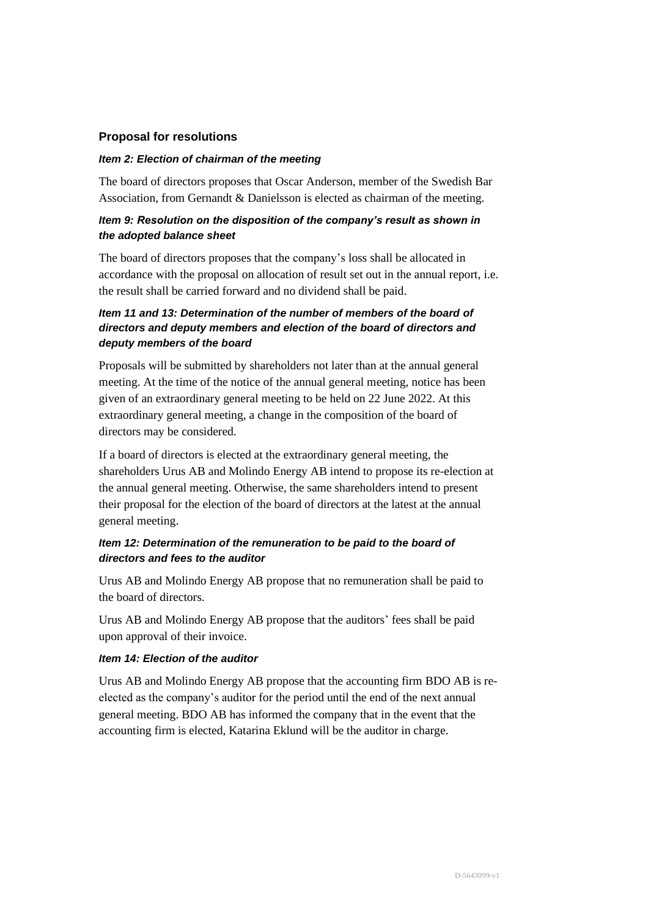## Proposal for resolutions

### *Item 2: Election of chairman of the meeting*

The board of directors proposes that Oscar Anderson, member of the Swedish Bar Association, from Gernandt & Danielsson is elected as chairman of the meeting.

### *Item 9: Resolution on the disposition of the company's result as shown in the adopted balance sheet*

The board of directors proposes that the company's loss shall be allocated in accordance with the proposal on allocation of result set out in the annual report, i.e. the result shall be carried forward and no dividend shall be paid.

### *Item 11 and 13: Determination of the number of members of the board of directors and deputy members and election of the board of directors and deputy members of the board*

Proposals will be submitted by shareholders not later than at the annual general meeting. At the time of the notice of the annual general meeting, notice has been given of an extraordinary general meeting to be held on 22 June 2022. At this extraordinary general meeting, a change in the composition of the board of directors may be considered.

If a board of directors is elected at the extraordinary general meeting, the shareholders Urus AB and Molindo Energy AB intend to propose its re-election at the annual general meeting. Otherwise, the same shareholders intend to present their proposal for the election of the board of directors at the latest at the annual general meeting.

### *Item 12: Determination of the remuneration to be paid to the board of directors and fees to the auditor*

Urus AB and Molindo Energy AB propose that no remuneration shall be paid to the board of directors.

Urus AB and Molindo Energy AB propose that the auditors' fees shall be paid upon approval of their invoice.

### *Item 14: Election of the auditor*

Urus AB and Molindo Energy AB propose that the accounting firm BDO AB is re-elected as the company's auditor for the period until the end of the next annual general meeting. BDO AB has informed the company that in the event that the accounting firm is elected, Katarina Eklund will be the auditor in charge.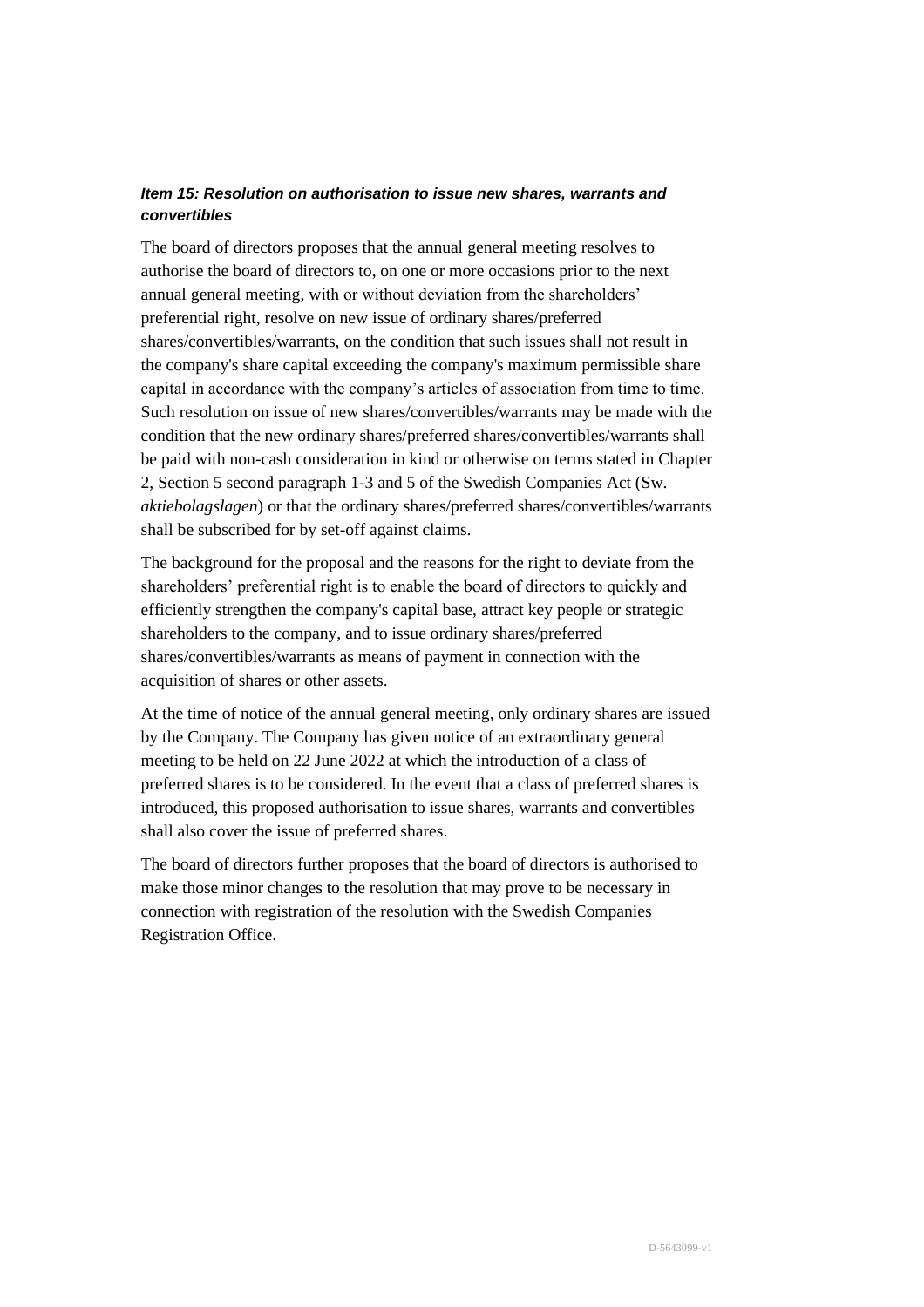***Item 15: Resolution on authorisation to issue new shares, warrants and convertibles***

The board of directors proposes that the annual general meeting resolves to authorise the board of directors to, on one or more occasions prior to the next annual general meeting, with or without deviation from the shareholders' preferential right, resolve on new issue of ordinary shares/preferred shares/convertibles/warrants, on the condition that such issues shall not result in the company's share capital exceeding the company's maximum permissible share capital in accordance with the company's articles of association from time to time. Such resolution on issue of new shares/convertibles/warrants may be made with the condition that the new ordinary shares/preferred shares/convertibles/warrants shall be paid with non-cash consideration in kind or otherwise on terms stated in Chapter 2, Section 5 second paragraph 1-3 and 5 of the Swedish Companies Act (Sw. *aktiebolagslagen*) or that the ordinary shares/preferred shares/convertibles/warrants shall be subscribed for by set-off against claims.

The background for the proposal and the reasons for the right to deviate from the shareholders' preferential right is to enable the board of directors to quickly and efficiently strengthen the company's capital base, attract key people or strategic shareholders to the company, and to issue ordinary shares/preferred shares/convertibles/warrants as means of payment in connection with the acquisition of shares or other assets.

At the time of notice of the annual general meeting, only ordinary shares are issued by the Company. The Company has given notice of an extraordinary general meeting to be held on 22 June 2022 at which the introduction of a class of preferred shares is to be considered. In the event that a class of preferred shares is introduced, this proposed authorisation to issue shares, warrants and convertibles shall also cover the issue of preferred shares.

The board of directors further proposes that the board of directors is authorised to make those minor changes to the resolution that may prove to be necessary in connection with registration of the resolution with the Swedish Companies Registration Office.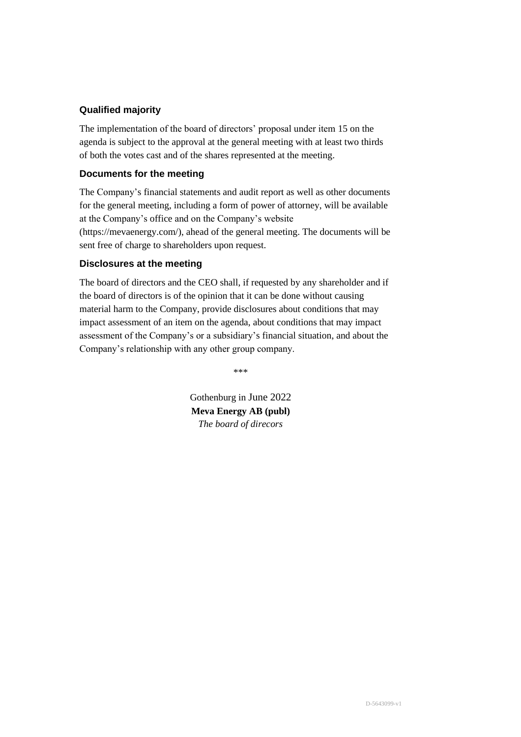### Qualified majority

The implementation of the board of directors' proposal under item 15 on the agenda is subject to the approval at the general meeting with at least two thirds of both the votes cast and of the shares represented at the meeting.

### Documents for the meeting

The Company's financial statements and audit report as well as other documents for the general meeting, including a form of power of attorney, will be available at the Company's office and on the Company's website (https://mevaenergy.com/), ahead of the general meeting. The documents will be sent free of charge to shareholders upon request.

### Disclosures at the meeting

The board of directors and the CEO shall, if requested by any shareholder and if the board of directors is of the opinion that it can be done without causing material harm to the Company, provide disclosures about conditions that may impact assessment of an item on the agenda, about conditions that may impact assessment of the Company's or a subsidiary's financial situation, and about the Company's relationship with any other group company.

***

Gothenburg in June 2022
**Meva Energy AB (publ)**
*The board of direcors*

D-5643099-v1